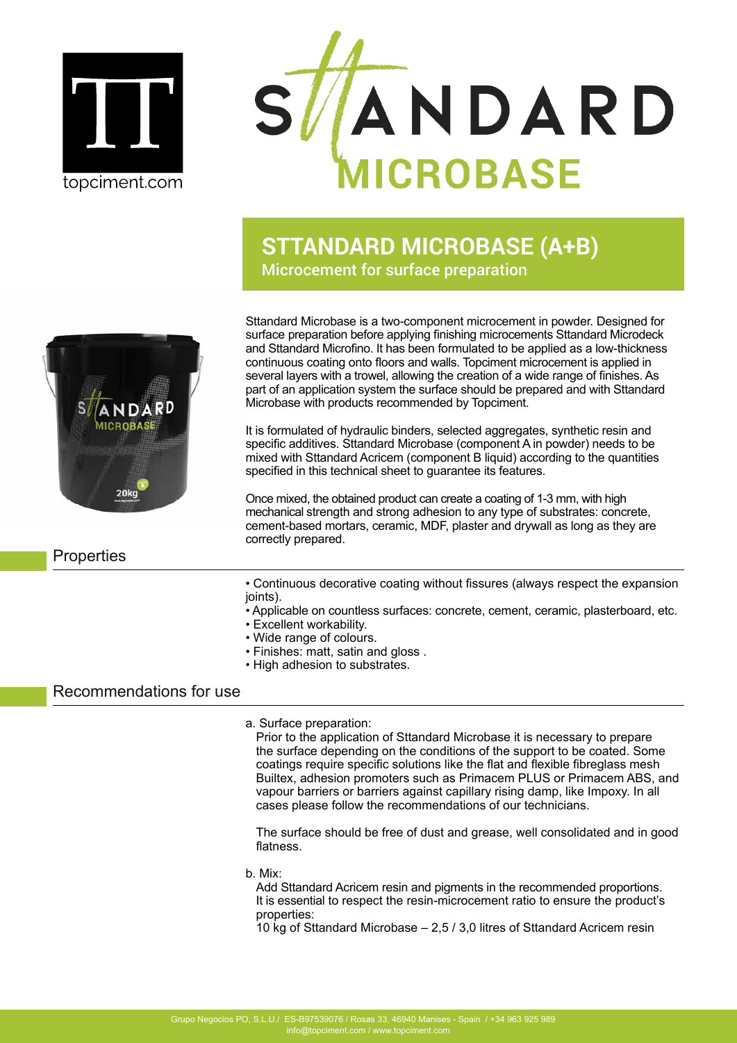# STTANDARD MICROBASE (A+B)

## Microcement for surface preparation

Sttandard Microbase is a two-component microcement in powder. Designed for surface preparation before applying finishing microcements Sttandard Microdeck and Sttandard Microfino. It has been formulated to be applied as a low-thickness continuous coating onto floors and walls. Topciment microcement is applied in several layers with a trowel, allowing the creation of a wide range of finishes. As part of an application system the surface should be prepared and with Sttandard Microbase with products recommended by Topciment.

It is formulated of hydraulic binders, selected aggregates, synthetic resin and specific additives. Sttandard Microbase (component A in powder) needs to be mixed with Sttandard Acricem (component B liquid) according to the quantities specified in this technical sheet to guarantee its features.

Once mixed, the obtained product can create a coating of 1-3 mm, with high mechanical strength and strong adhesion to any type of substrates: concrete, cement-based mortars, ceramic, MDF, plaster and drywall as long as they are correctly prepared.

## Properties

- Continuous decorative coating without fissures (always respect the expansion joints).
- Applicable on countless surfaces: concrete, cement, ceramic, plasterboard, etc.
- Excellent workability.
- Wide range of colours.
- Finishes: matt, satin and gloss .
- High adhesion to substrates.

## Recommendations for use

a. Surface preparation:

Prior to the application of Sttandard Microbase it is necessary to prepare the surface depending on the conditions of the support to be coated. Some coatings require specific solutions like the flat and flexible fibreglass mesh Builtex, adhesion promoters such as Primacem PLUS or Primacem ABS, and vapour barriers or barriers against capillary rising damp, like Impoxy. In all cases please follow the recommendations of our technicians.

The surface should be free of dust and grease, well consolidated and in good flatness.

b. Mix:

Add Sttandard Acricem resin and pigments in the recommended proportions. It is essential to respect the resin-microcement ratio to ensure the product's properties:

10 kg of Sttandard Microbase – 2,5 / 3,0 litres of Sttandard Acricem resin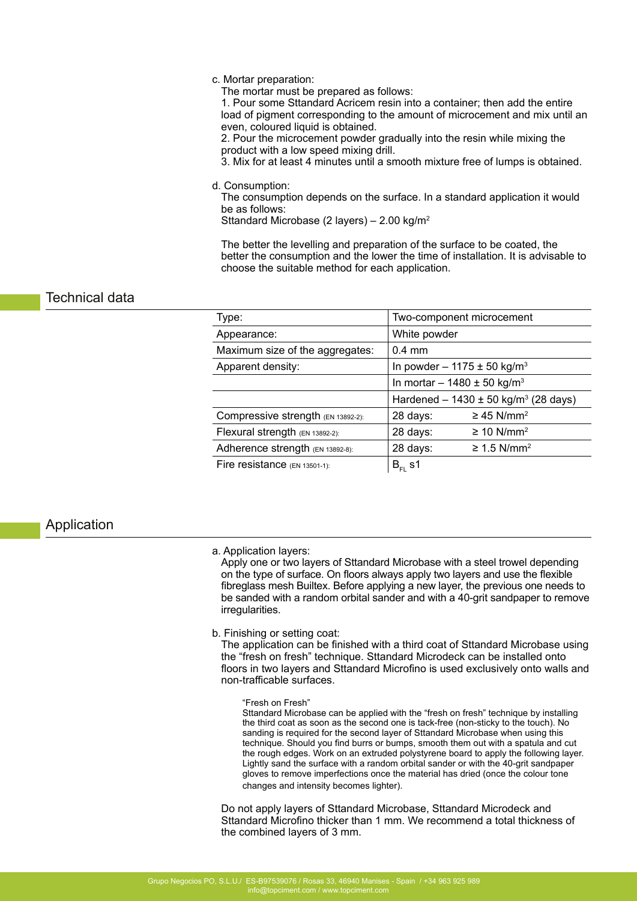c. Mortar preparation:

The mortar must be prepared as follows:

1. Pour some Sttandard Acricem resin into a container; then add the entire load of pigment corresponding to the amount of microcement and mix until an even, coloured liquid is obtained.
2. Pour the microcement powder gradually into the resin while mixing the product with a low speed mixing drill.
3. Mix for at least 4 minutes until a smooth mixture free of lumps is obtained.

d. Consumption:

The consumption depends on the surface. In a standard application it would be as follows:

Sttandard Microbase (2 layers) – 2.00 kg/m$^2$

The better the levelling and preparation of the surface to be coated, the better the consumption and the lower the time of installation. It is advisable to choose the suitable method for each application.

## Technical data

| | |
|---|---|
| Type: | Two-component microcement |
| Appearance: | White powder |
| Maximum size of the aggregates: | 0.4 mm |
| Apparent density: | In powder – 1175 ± 50 kg/m$^3$ |
| | In mortar – 1480 ± 50 kg/m$^3$ |
| | Hardened – 1430 ± 50 kg/m$^3$ (28 days) |
| Compressive strength (EN 13892-2): | 28 days: ≥ 45 N/mm$^2$ |
| Flexural strength (EN 13892-2): | 28 days: ≥ 10 N/mm$^2$ |
| Adherence strength (EN 13892-8): | 28 days: ≥ 1.5 N/mm$^2$ |
| Fire resistance (EN 13501-1): | $B_{FL}$ s1 |

## Application

a. Application layers:

Apply one or two layers of Sttandard Microbase with a steel trowel depending on the type of surface. On floors always apply two layers and use the flexible fibreglass mesh Builtex. Before applying a new layer, the previous one needs to be sanded with a random orbital sander and with a 40-grit sandpaper to remove irregularities.

b. Finishing or setting coat:

The application can be finished with a third coat of Sttandard Microbase using the "fresh on fresh" technique. Sttandard Microdeck can be installed onto floors in two layers and Sttandard Microfino is used exclusively onto walls and non-trafficable surfaces.

"Fresh on Fresh"

Sttandard Microbase can be applied with the "fresh on fresh" technique by installing the third coat as soon as the second one is tack-free (non-sticky to the touch). No sanding is required for the second layer of Sttandard Microbase when using this technique. Should you find burrs or bumps, smooth them out with a spatula and cut the rough edges. Work on an extruded polystyrene board to apply the following layer. Lightly sand the surface with a random orbital sander or with the 40-grit sandpaper gloves to remove imperfections once the material has dried (once the colour tone changes and intensity becomes lighter).

Do not apply layers of Sttandard Microbase, Sttandard Microdeck and Sttandard Microfino thicker than 1 mm. We recommend a total thickness of the combined layers of 3 mm.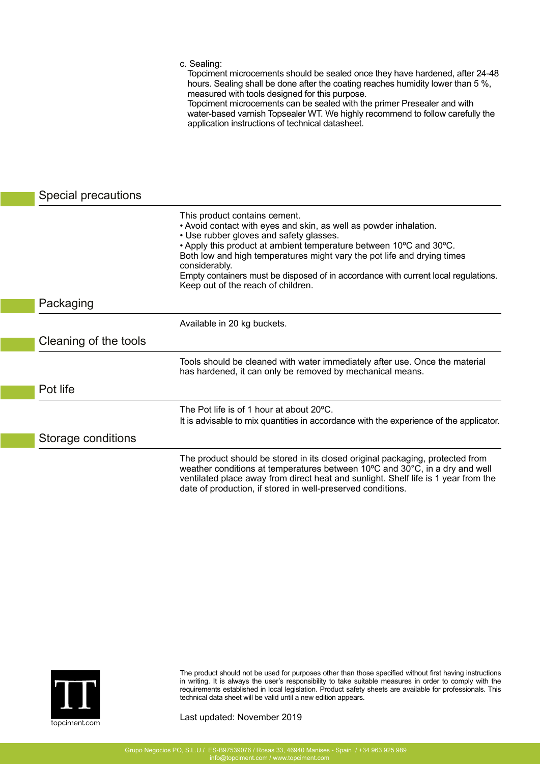c. Sealing:

Topciment microcements should be sealed once they have hardened, after 24-48 hours. Sealing shall be done after the coating reaches humidity lower than 5 %, measured with tools designed for this purpose.

Topciment microcements can be sealed with the primer Presealer and with water-based varnish Topsealer WT. We highly recommend to follow carefully the application instructions of technical datasheet.

## Special precautions

This product contains cement.

- Avoid contact with eyes and skin, as well as powder inhalation.
- Use rubber gloves and safety glasses.
- Apply this product at ambient temperature between 10ºC and 30ºC.

Both low and high temperatures might vary the pot life and drying times considerably.

Empty containers must be disposed of in accordance with current local regulations.

Keep out of the reach of children.

## Packaging

Available in 20 kg buckets.

## Cleaning of the tools

Tools should be cleaned with water immediately after use. Once the material has hardened, it can only be removed by mechanical means.

## Pot life

The Pot life is of 1 hour at about 20ºC.

It is advisable to mix quantities in accordance with the experience of the applicator.

## Storage conditions

The product should be stored in its closed original packaging, protected from weather conditions at temperatures between 10ºC and 30°C, in a dry and well ventilated place away from direct heat and sunlight. Shelf life is 1 year from the date of production, if stored in well-preserved conditions.

TT

topciment.com

The product should not be used for purposes other than those specified without first having instructions in writing. It is always the user's responsibility to take suitable measures in order to comply with the requirements established in local legislation. Product safety sheets are available for professionals. This technical data sheet will be valid until a new edition appears.

Last updated: November 2019

Grupo Negocios PO, S.L.U./ ES-B97539076 / Rosas 33, 46940 Manises - Spain / +34 963 925 989
info@topciment.com / www.topciment.com